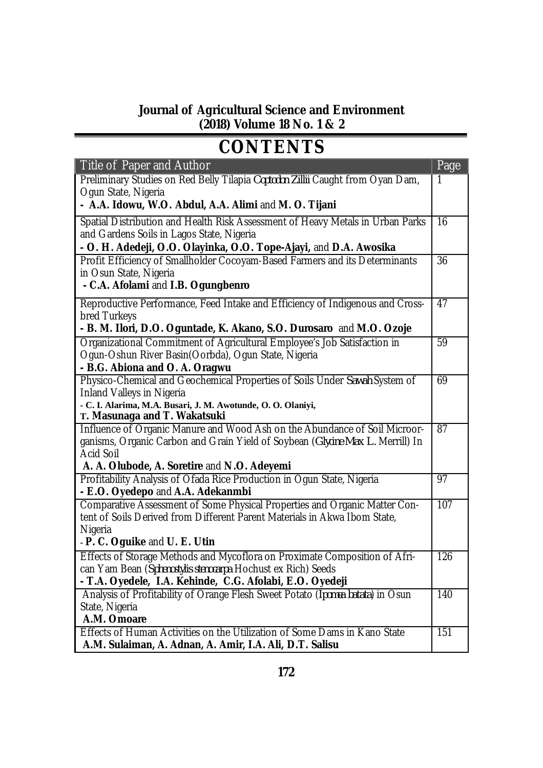**Journal of Agricultural Science and Environment**
**(2018) Volume 18 No. 1 & 2**

# CONTENTS

| Title of Paper and Author | Page |
|---|---|
| Preliminary Studies on Red Belly Tilapia *Coptodon Zillii* Caught from Oyan Dam, Ogun State, Nigeria<br>**- A.A. Idowu, W.O. Abdul, A.A. Alimi** and **M. O. Tijani** | 1 |
| Spatial Distribution and Health Risk Assessment of Heavy Metals in Urban Parks and Gardens Soils in Lagos State, Nigeria<br>**- O. H. Adedeji, O.O. Olayinka, O.O. Tope-Ajayi,** and **D.A. Awosika** | 16 |
| Profit Efficiency of Smallholder Cocoyam-Based Farmers and its Determinants in Osun State, Nigeria<br>**- C.A. Afolami** and **I.B. Ogungbenro** | 36 |
| Reproductive Performance, Feed Intake and Efficiency of Indigenous and Cross-bred Turkeys<br>**- B. M. Ilori, D.O. Oguntade, K. Akano, S.O. Durosaro** and **M.O. Ozoje** | 47 |
| Organizational Commitment of Agricultural Employee's Job Satisfaction in Ogun-Oshun River Basin(Oorbda), Ogun State, Nigeria<br>**- B.G. Abiona and O. A. Oragwu** | 59 |
| Physico-Chemical and Geochemical Properties of Soils Under *Sawah* System of Inland Valleys in Nigeria<br>**- C. I. Alarima, M.A. Busari, J. M. Awotunde, O. O. Olaniyi, T. Masunaga and T. Wakatsuki** | 69 |
| Influence of Organic Manure and Wood Ash on the Abundance of Soil Microorganisms, Organic Carbon and Grain Yield of Soybean (*Glycine Max* L. Merrill) In Acid Soil<br>**A. A. Olubode, A. Soretire** and **N.O. Adeyemi** | 87 |
| Profitability Analysis of Ofada Rice Production in Ogun State, Nigeria<br>**- E.O. Oyedepo** and **A.A. Adekanmbi** | 97 |
| Comparative Assessment of Some Physical Properties and Organic Matter Content of Soils Derived from Different Parent Materials in Akwa Ibom State, Nigeria<br>- **P. C. Oguike** and **U. E. Utin** | 107 |
| Effects of Storage Methods and Mycoflora on Proximate Composition of African Yam Bean (*Sphenostylis stenocarpa* Hochust ex Rich) Seeds<br>**- T.A. Oyedele, I.A. Kehinde, C.G. Afolabi, E.O. Oyedeji** | 126 |
| Analysis of Profitability of Orange Flesh Sweet Potato (*Ipomea batata*) in Osun State, Nigeria<br>**A.M. Omoare** | 140 |
| Effects of Human Activities on the Utilization of Some Dams in Kano State<br>**A.M. Sulaiman, A. Adnan, A. Amir, I.A. Ali, D.T. Salisu** | 151 |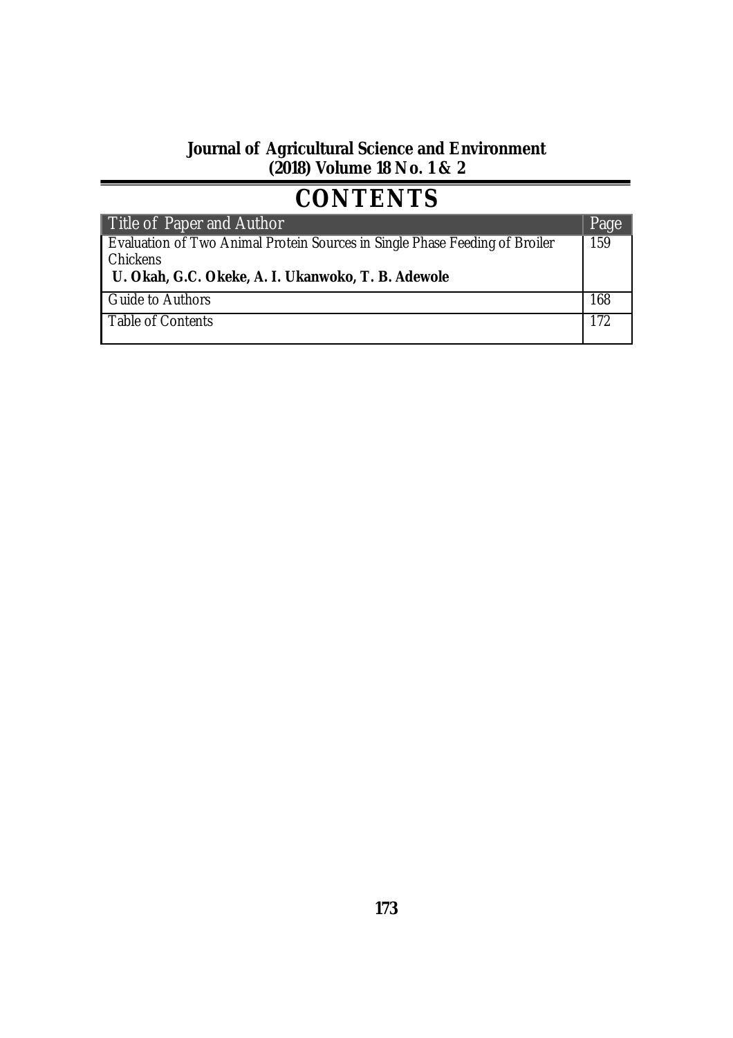**Journal of Agricultural Science and Environment**
**(2018) Volume 18 No. 1 & 2**

# CONTENTS

| Title of Paper and Author | Page |
| --- | --- |
| Evaluation of Two Animal Protein Sources in Single Phase Feeding of Broiler Chickens **U. Okah, G.C. Okeke, A. I. Ukanwoko, T. B. Adewole** | 159 |
| Guide to Authors | 168 |
| Table of Contents | 172 |